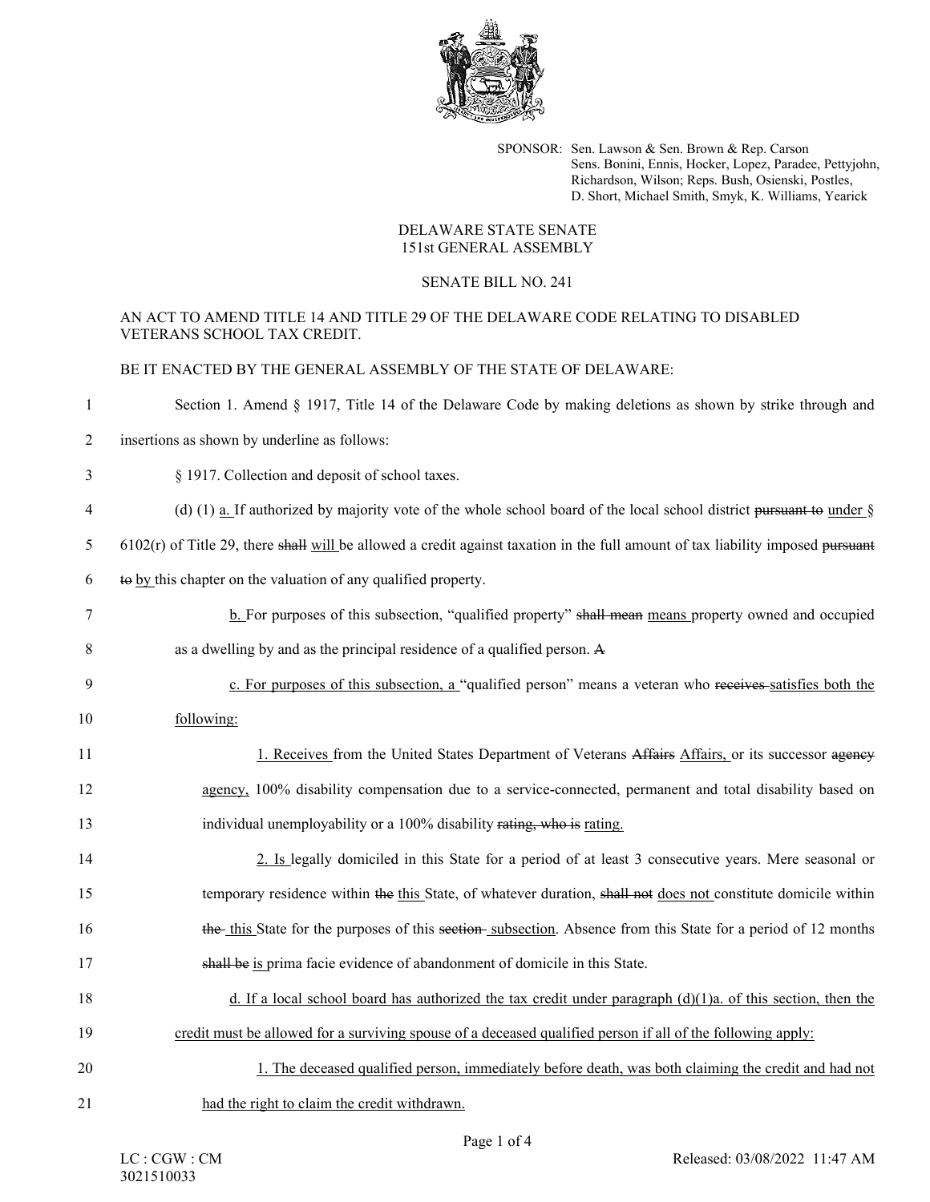SPONSOR: Sen. Lawson & Sen. Brown & Rep. Carson
Sens. Bonini, Ennis, Hocker, Lopez, Paradee, Pettyjohn, Richardson, Wilson; Reps. Bush, Osienski, Postles, D. Short, Michael Smith, Smyk, K. Williams, Yearick

DELAWARE STATE SENATE
151st GENERAL ASSEMBLY

SENATE BILL NO. 241

AN ACT TO AMEND TITLE 14 AND TITLE 29 OF THE DELAWARE CODE RELATING TO DISABLED VETERANS SCHOOL TAX CREDIT.

BE IT ENACTED BY THE GENERAL ASSEMBLY OF THE STATE OF DELAWARE:

1 Section 1. Amend § 1917, Title 14 of the Delaware Code by making deletions as shown by strike through and

2 insertions as shown by underline as follows:

3 § 1917. Collection and deposit of school taxes.

4 (d) (1) <u>a.</u> If authorized by majority vote of the whole school board of the local school district ~~pursuant to~~ <u>under</u> §

5 6102(r) of Title 29, there ~~shall~~ <u>will</u> be allowed a credit against taxation in the full amount of tax liability imposed ~~pursuant~~

6 ~~to~~ <u>by</u> this chapter on the valuation of any qualified property.

7 <u>b.</u> For purposes of this subsection, "qualified property" ~~shall mean~~ <u>means</u> property owned and occupied

8 as a dwelling by and as the principal residence of a qualified person. ~~A~~

9 <u>c. For purposes of this subsection, a</u> "qualified person" means a veteran who ~~receives~~ <u>satisfies both the</u>

10 <u>following:</u>

11 <u>1. Receives</u> from the United States Department of Veterans ~~Affairs~~ <u>Affairs,</u> or its successor ~~agency~~

12 <u>agency,</u> 100% disability compensation due to a service-connected, permanent and total disability based on

13 individual unemployability or a 100% disability ~~rating, who is~~ <u>rating.</u>

14 <u>2. Is</u> legally domiciled in this State for a period of at least 3 consecutive years. Mere seasonal or

15 temporary residence within ~~the~~ <u>this</u> State, of whatever duration, ~~shall not~~ <u>does not</u> constitute domicile within

16 ~~the~~ <u>this</u> State for the purposes of this ~~section~~ <u>subsection</u>. Absence from this State for a period of 12 months

17 ~~shall be~~ <u>is</u> prima facie evidence of abandonment of domicile in this State.

18 <u>d. If a local school board has authorized the tax credit under paragraph (d)(1)a. of this section, then the</u>

19 <u>credit must be allowed for a surviving spouse of a deceased qualified person if all of the following apply:</u>

20 <u>1. The deceased qualified person, immediately before death, was both claiming the credit and had not</u>

21 <u>had the right to claim the credit withdrawn.</u>

LC : CGW : CM
3021510033

Released: 03/08/2022 11:47 AM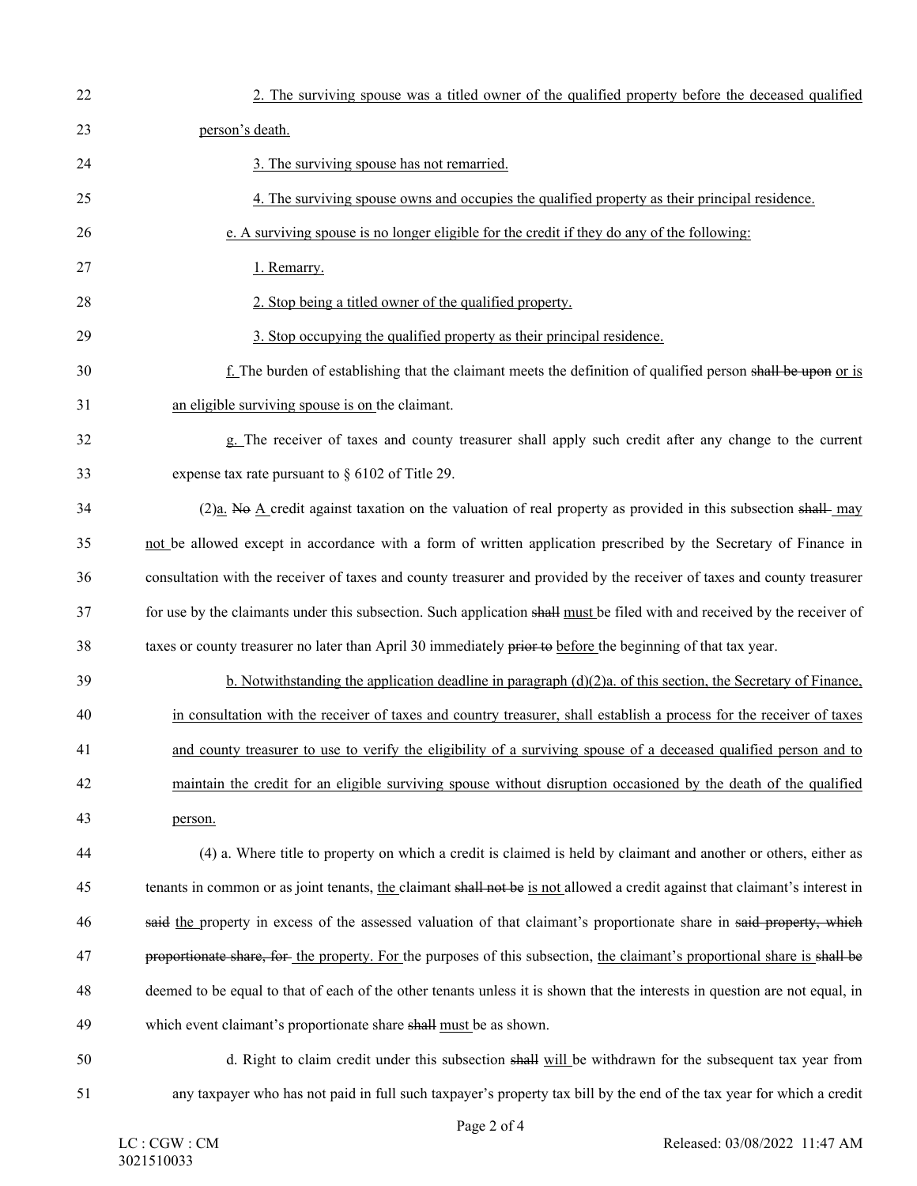2. The surviving spouse was a titled owner of the qualified property before the deceased qualified person's death.

3. The surviving spouse has not remarried.

4. The surviving spouse owns and occupies the qualified property as their principal residence.

e. A surviving spouse is no longer eligible for the credit if they do any of the following:

1. Remarry.

2. Stop being a titled owner of the qualified property.

3. Stop occupying the qualified property as their principal residence.

f. The burden of establishing that the claimant meets the definition of qualified person ~~shall be upon~~ or is an eligible surviving spouse is on the claimant.

g. The receiver of taxes and county treasurer shall apply such credit after any change to the current expense tax rate pursuant to § 6102 of Title 29.

(2)a. ~~No~~ A credit against taxation on the valuation of real property as provided in this subsection ~~shall~~ may not be allowed except in accordance with a form of written application prescribed by the Secretary of Finance in consultation with the receiver of taxes and county treasurer and provided by the receiver of taxes and county treasurer for use by the claimants under this subsection. Such application ~~shall~~ must be filed with and received by the receiver of taxes or county treasurer no later than April 30 immediately ~~prior to~~ before the beginning of that tax year.

b. Notwithstanding the application deadline in paragraph (d)(2)a. of this section, the Secretary of Finance, in consultation with the receiver of taxes and country treasurer, shall establish a process for the receiver of taxes and county treasurer to use to verify the eligibility of a surviving spouse of a deceased qualified person and to maintain the credit for an eligible surviving spouse without disruption occasioned by the death of the qualified person.

(4) a. Where title to property on which a credit is claimed is held by claimant and another or others, either as tenants in common or as joint tenants, the claimant ~~shall not be~~ is not allowed a credit against that claimant's interest in ~~said~~ the property in excess of the assessed valuation of that claimant's proportionate share in ~~said property, which proportionate share, for~~ the property. For the purposes of this subsection, the claimant's proportional share is ~~shall be~~ deemed to be equal to that of each of the other tenants unless it is shown that the interests in question are not equal, in which event claimant's proportionate share ~~shall~~ must be as shown.

d. Right to claim credit under this subsection ~~shall~~ will be withdrawn for the subsequent tax year from any taxpayer who has not paid in full such taxpayer's property tax bill by the end of the tax year for which a credit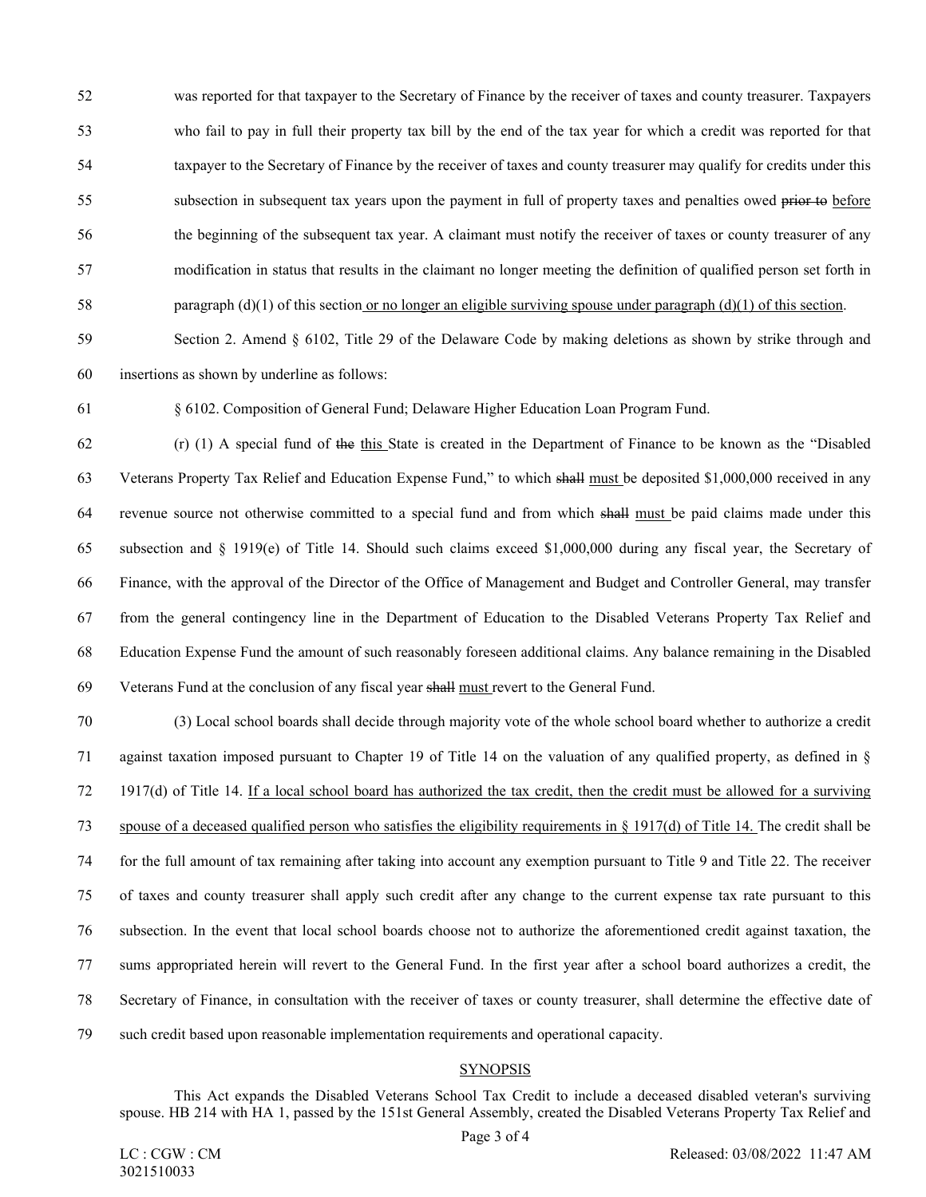was reported for that taxpayer to the Secretary of Finance by the receiver of taxes and county treasurer. Taxpayers who fail to pay in full their property tax bill by the end of the tax year for which a credit was reported for that taxpayer to the Secretary of Finance by the receiver of taxes and county treasurer may qualify for credits under this subsection in subsequent tax years upon the payment in full of property taxes and penalties owed ~~prior to~~ <u>before</u> the beginning of the subsequent tax year. A claimant must notify the receiver of taxes or county treasurer of any modification in status that results in the claimant no longer meeting the definition of qualified person set forth in paragraph (d)(1) of this section<u> or no longer an eligible surviving spouse under paragraph (d)(1) of this section</u>.

Section 2. Amend § 6102, Title 29 of the Delaware Code by making deletions as shown by strike through and insertions as shown by underline as follows:

§ 6102. Composition of General Fund; Delaware Higher Education Loan Program Fund.

(r) (1) A special fund of ~~the~~ <u>this</u> State is created in the Department of Finance to be known as the "Disabled Veterans Property Tax Relief and Education Expense Fund," to which ~~shall~~ <u>must</u> be deposited $1,000,000 received in any revenue source not otherwise committed to a special fund and from which ~~shall~~ <u>must</u> be paid claims made under this subsection and § 1919(e) of Title 14. Should such claims exceed $1,000,000 during any fiscal year, the Secretary of Finance, with the approval of the Director of the Office of Management and Budget and Controller General, may transfer from the general contingency line in the Department of Education to the Disabled Veterans Property Tax Relief and Education Expense Fund the amount of such reasonably foreseen additional claims. Any balance remaining in the Disabled Veterans Fund at the conclusion of any fiscal year ~~shall~~ <u>must</u> revert to the General Fund.

(3) Local school boards shall decide through majority vote of the whole school board whether to authorize a credit against taxation imposed pursuant to Chapter 19 of Title 14 on the valuation of any qualified property, as defined in § 1917(d) of Title 14. <u>If a local school board has authorized the tax credit, then the credit must be allowed for a surviving spouse of a deceased qualified person who satisfies the eligibility requirements in § 1917(d) of Title 14.</u> The credit shall be for the full amount of tax remaining after taking into account any exemption pursuant to Title 9 and Title 22. The receiver of taxes and county treasurer shall apply such credit after any change to the current expense tax rate pursuant to this subsection. In the event that local school boards choose not to authorize the aforementioned credit against taxation, the sums appropriated herein will revert to the General Fund. In the first year after a school board authorizes a credit, the Secretary of Finance, in consultation with the receiver of taxes or county treasurer, shall determine the effective date of such credit based upon reasonable implementation requirements and operational capacity.

## SYNOPSIS

This Act expands the Disabled Veterans School Tax Credit to include a deceased disabled veteran's surviving spouse. HB 214 with HA 1, passed by the 151st General Assembly, created the Disabled Veterans Property Tax Relief and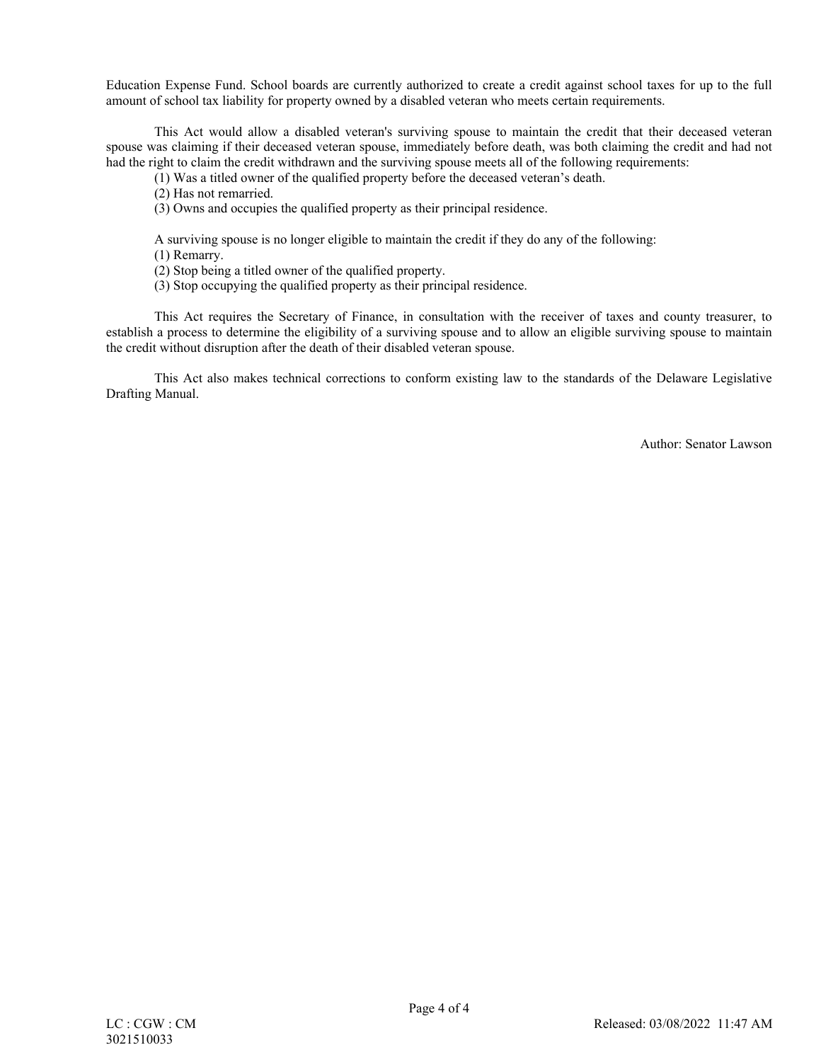Education Expense Fund. School boards are currently authorized to create a credit against school taxes for up to the full amount of school tax liability for property owned by a disabled veteran who meets certain requirements.

This Act would allow a disabled veteran's surviving spouse to maintain the credit that their deceased veteran spouse was claiming if their deceased veteran spouse, immediately before death, was both claiming the credit and had not had the right to claim the credit withdrawn and the surviving spouse meets all of the following requirements:

(1) Was a titled owner of the qualified property before the deceased veteran's death.

(2) Has not remarried.

(3) Owns and occupies the qualified property as their principal residence.

A surviving spouse is no longer eligible to maintain the credit if they do any of the following:

(1) Remarry.

(2) Stop being a titled owner of the qualified property.

(3) Stop occupying the qualified property as their principal residence.

This Act requires the Secretary of Finance, in consultation with the receiver of taxes and county treasurer, to establish a process to determine the eligibility of a surviving spouse and to allow an eligible surviving spouse to maintain the credit without disruption after the death of their disabled veteran spouse.

This Act also makes technical corrections to conform existing law to the standards of the Delaware Legislative Drafting Manual.

Author: Senator Lawson

LC : CGW : CM
3021510033

Released: 03/08/2022 11:47 AM